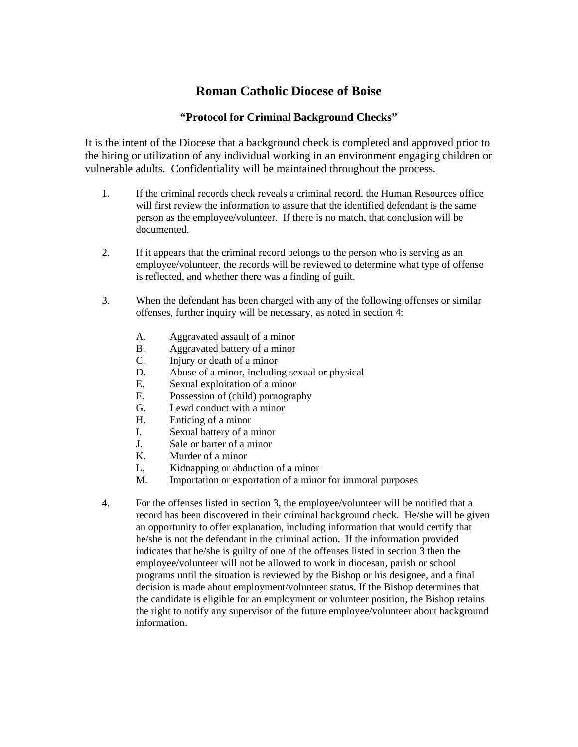# Roman Catholic Diocese of Boise

### "Protocol for Criminal Background Checks"

<u>It is the intent of the Diocese that a background check is completed and approved prior to the hiring or utilization of any individual working in an environment engaging children or vulnerable adults. Confidentiality will be maintained throughout the process.</u>

1. If the criminal records check reveals a criminal record, the Human Resources office will first review the information to assure that the identified defendant is the same person as the employee/volunteer. If there is no match, that conclusion will be documented.

2. If it appears that the criminal record belongs to the person who is serving as an employee/volunteer, the records will be reviewed to determine what type of offense is reflected, and whether there was a finding of guilt.

3. When the defendant has been charged with any of the following offenses or similar offenses, further inquiry will be necessary, as noted in section 4:

   A. Aggravated assault of a minor
   B. Aggravated battery of a minor
   C. Injury or death of a minor
   D. Abuse of a minor, including sexual or physical
   E. Sexual exploitation of a minor
   F. Possession of (child) pornography
   G. Lewd conduct with a minor
   H. Enticing of a minor
   I. Sexual battery of a minor
   J. Sale or barter of a minor
   K. Murder of a minor
   L. Kidnapping or abduction of a minor
   M. Importation or exportation of a minor for immoral purposes

4. For the offenses listed in section 3, the employee/volunteer will be notified that a record has been discovered in their criminal background check. He/she will be given an opportunity to offer explanation, including information that would certify that he/she is not the defendant in the criminal action. If the information provided indicates that he/she is guilty of one of the offenses listed in section 3 then the employee/volunteer will not be allowed to work in diocesan, parish or school programs until the situation is reviewed by the Bishop or his designee, and a final decision is made about employment/volunteer status. If the Bishop determines that the candidate is eligible for an employment or volunteer position, the Bishop retains the right to notify any supervisor of the future employee/volunteer about background information.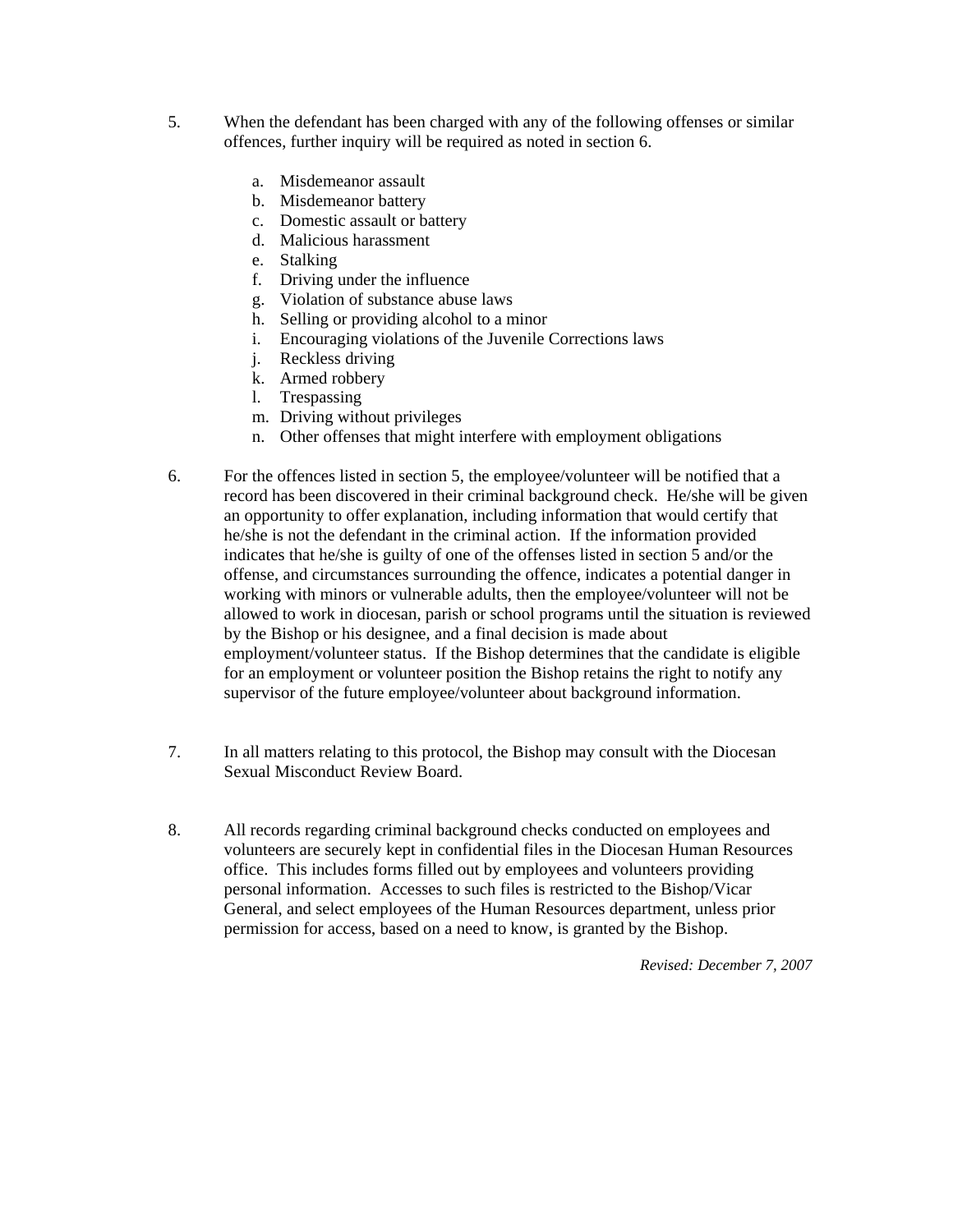5. When the defendant has been charged with any of the following offenses or similar offences, further inquiry will be required as noted in section 6.

    a. Misdemeanor assault
    b. Misdemeanor battery
    c. Domestic assault or battery
    d. Malicious harassment
    e. Stalking
    f. Driving under the influence
    g. Violation of substance abuse laws
    h. Selling or providing alcohol to a minor
    i. Encouraging violations of the Juvenile Corrections laws
    j. Reckless driving
    k. Armed robbery
    l. Trespassing
    m. Driving without privileges
    n. Other offenses that might interfere with employment obligations

6. For the offences listed in section 5, the employee/volunteer will be notified that a record has been discovered in their criminal background check. He/she will be given an opportunity to offer explanation, including information that would certify that he/she is not the defendant in the criminal action. If the information provided indicates that he/she is guilty of one of the offenses listed in section 5 and/or the offense, and circumstances surrounding the offence, indicates a potential danger in working with minors or vulnerable adults, then the employee/volunteer will not be allowed to work in diocesan, parish or school programs until the situation is reviewed by the Bishop or his designee, and a final decision is made about employment/volunteer status. If the Bishop determines that the candidate is eligible for an employment or volunteer position the Bishop retains the right to notify any supervisor of the future employee/volunteer about background information.

7. In all matters relating to this protocol, the Bishop may consult with the Diocesan Sexual Misconduct Review Board.

8. All records regarding criminal background checks conducted on employees and volunteers are securely kept in confidential files in the Diocesan Human Resources office. This includes forms filled out by employees and volunteers providing personal information. Accesses to such files is restricted to the Bishop/Vicar General, and select employees of the Human Resources department, unless prior permission for access, based on a need to know, is granted by the Bishop.

*Revised: December 7, 2007*